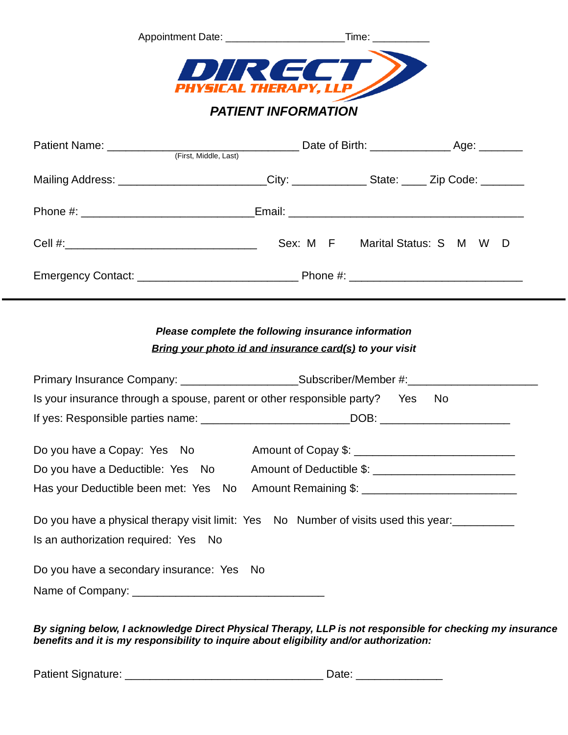Appointment Date: ____________________Time: __________

DIRECT
PHYSICAL THERAPY, LLP

# *PATIENT INFORMATION*

Patient Name: ________________________________ Date of Birth: _____________ Age: _______
(First, Middle, Last)

Mailing Address: ________________________City: ____________ State: ____ Zip Code: _______

Phone #: ____________________________Email: ______________________________________

Cell #:_______________________________ Sex: M F Marital Status: S M W D

Emergency Contact: __________________________ Phone #: ____________________________

---

***Please complete the following insurance information***

***<u>Bring your photo id and insurance card(s)</u> to your visit***

Primary Insurance Company: ___________________Subscriber/Member #:_____________________

Is your insurance through a spouse, parent or other responsible party? Yes No

If yes: Responsible parties name: ________________________DOB: _____________________

Do you have a Copay: Yes No Amount of Copay $: __________________________

Do you have a Deductible: Yes No Amount of Deductible $: _______________________

Has your Deductible been met: Yes No Amount Remaining $: _________________________

Do you have a physical therapy visit limit: Yes No Number of visits used this year:__________

Is an authorization required: Yes No

Do you have a secondary insurance: Yes No

Name of Company: _______________________________

***By signing below, I acknowledge Direct Physical Therapy, LLP is not responsible for checking my insurance benefits and it is my responsibility to inquire about eligibility and/or authorization:***

Patient Signature: ________________________________ Date: ______________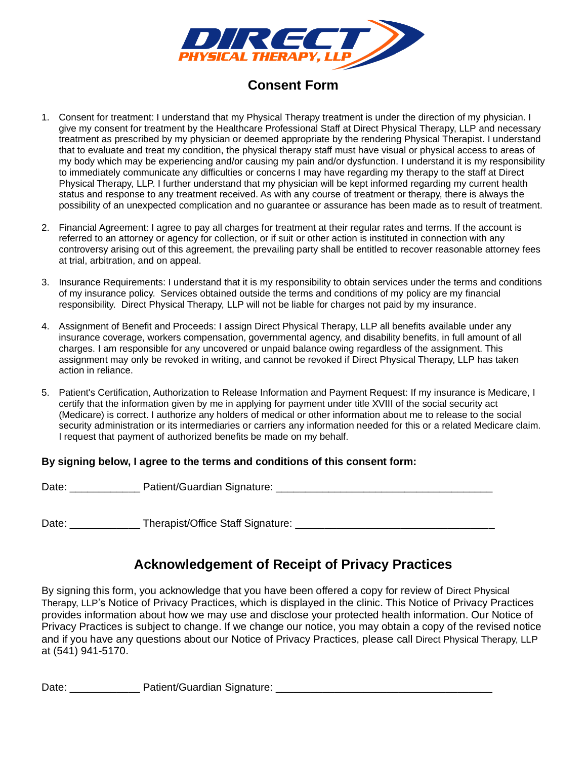DIRECT PHYSICAL THERAPY, LLP

# Consent Form

1. Consent for treatment: I understand that my Physical Therapy treatment is under the direction of my physician. I give my consent for treatment by the Healthcare Professional Staff at Direct Physical Therapy, LLP and necessary treatment as prescribed by my physician or deemed appropriate by the rendering Physical Therapist. I understand that to evaluate and treat my condition, the physical therapy staff must have visual or physical access to areas of my body which may be experiencing and/or causing my pain and/or dysfunction. I understand it is my responsibility to immediately communicate any difficulties or concerns I may have regarding my therapy to the staff at Direct Physical Therapy, LLP. I further understand that my physician will be kept informed regarding my current health status and response to any treatment received. As with any course of treatment or therapy, there is always the possibility of an unexpected complication and no guarantee or assurance has been made as to result of treatment.

2. Financial Agreement: I agree to pay all charges for treatment at their regular rates and terms. If the account is referred to an attorney or agency for collection, or if suit or other action is instituted in connection with any controversy arising out of this agreement, the prevailing party shall be entitled to recover reasonable attorney fees at trial, arbitration, and on appeal.

3. Insurance Requirements: I understand that it is my responsibility to obtain services under the terms and conditions of my insurance policy. Services obtained outside the terms and conditions of my policy are my financial responsibility. Direct Physical Therapy, LLP will not be liable for charges not paid by my insurance.

4. Assignment of Benefit and Proceeds: I assign Direct Physical Therapy, LLP all benefits available under any insurance coverage, workers compensation, governmental agency, and disability benefits, in full amount of all charges. I am responsible for any uncovered or unpaid balance owing regardless of the assignment. This assignment may only be revoked in writing, and cannot be revoked if Direct Physical Therapy, LLP has taken action in reliance.

5. Patient's Certification, Authorization to Release Information and Payment Request: If my insurance is Medicare, I certify that the information given by me in applying for payment under title XVIII of the social security act (Medicare) is correct. I authorize any holders of medical or other information about me to release to the social security administration or its intermediaries or carriers any information needed for this or a related Medicare claim. I request that payment of authorized benefits be made on my behalf.

**By signing below, I agree to the terms and conditions of this consent form:**

Date: ____________ Patient/Guardian Signature: ____________________________________

Date: ____________ Therapist/Office Staff Signature: _________________________________

## Acknowledgement of Receipt of Privacy Practices

By signing this form, you acknowledge that you have been offered a copy for review of Direct Physical Therapy, LLP's Notice of Privacy Practices, which is displayed in the clinic. This Notice of Privacy Practices provides information about how we may use and disclose your protected health information. Our Notice of Privacy Practices is subject to change. If we change our notice, you may obtain a copy of the revised notice and if you have any questions about our Notice of Privacy Practices, please call Direct Physical Therapy, LLP at (541) 941-5170.

Date: ____________ Patient/Guardian Signature: ____________________________________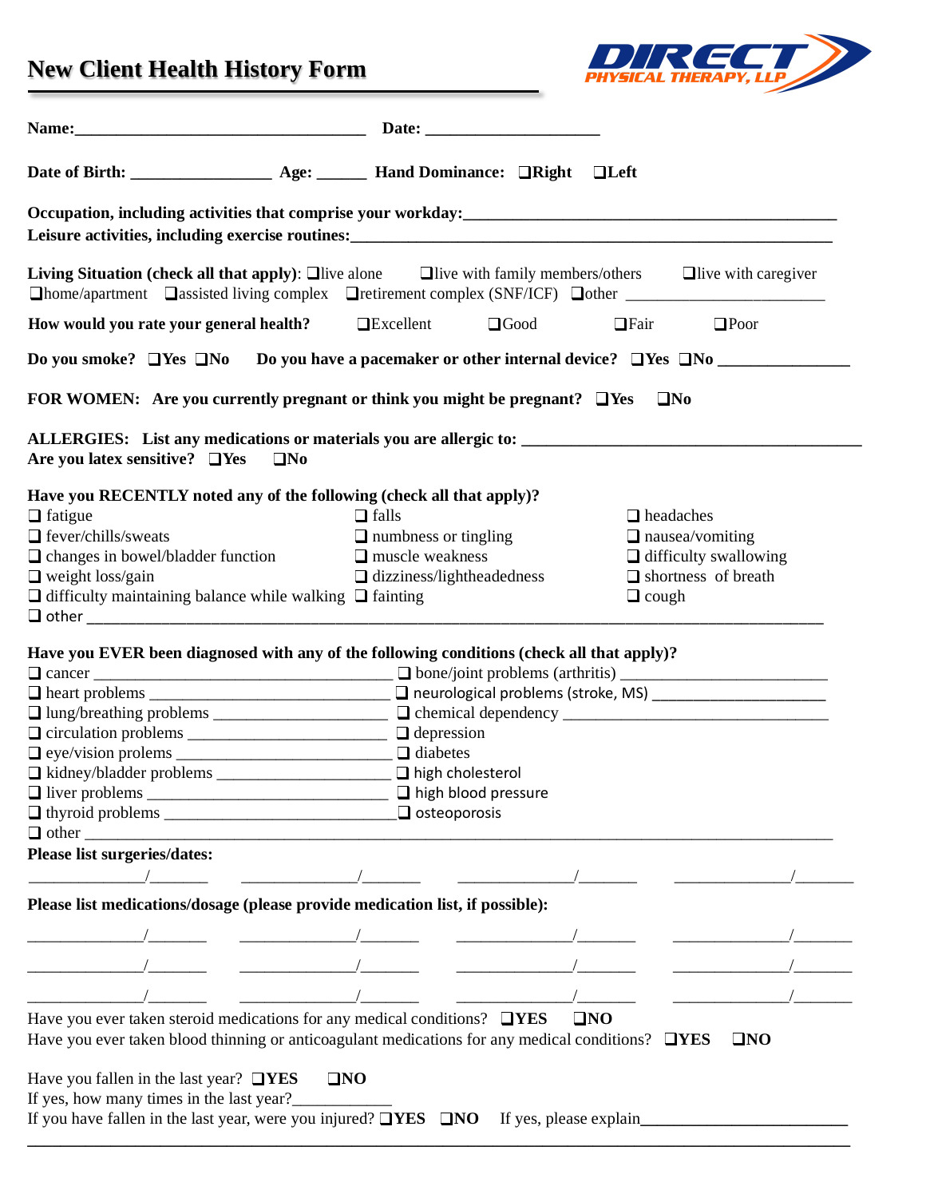## New Client Health History Form

DIRECT PHYSICAL THERAPY, LLP

**Name:**___________________________________ **Date:** _____________________

**Date of Birth:** _________________ **Age:** ______ **Hand Dominance:** ❑Right ❑Left

**Occupation, including activities that comprise your workday:**_____________________________________________

**Leisure activities, including exercise routines:**__________________________________________________________

**Living Situation (check all that apply)**: ❑live alone ❑live with family members/others ❑live with caregiver
❑home/apartment ❑assisted living complex ❑retirement complex (SNF/ICF) ❑other ________________________

**How would you rate your general health?** ❑Excellent ❑Good ❑Fair ❑Poor

**Do you smoke?** ❑Yes ❑No **Do you have a pacemaker or other internal device?** ❑Yes ❑No _______________

**FOR WOMEN: Are you currently pregnant or think you might be pregnant?** ❑Yes ❑No

**ALLERGIES: List any medications or materials you are allergic to:** ________________________________________
**Are you latex sensitive?** ❑Yes ❑No

**Have you RECENTLY noted any of the following (check all that apply)?**

❑ fatigue
❑ fever/chills/sweats
❑ changes in bowel/bladder function
❑ weight loss/gain
❑ difficulty maintaining balance while walking
❑ falls
❑ numbness or tingling
❑ muscle weakness
❑ dizziness/lightheadedness
❑ fainting
❑ headaches
❑ nausea/vomiting
❑ difficulty swallowing
❑ shortness of breath
❑ cough
❑ other ______________________________________________________________________________

**Have you EVER been diagnosed with any of the following conditions (check all that apply)?**

❑ cancer ___________________________________
❑ heart problems ____________________________
❑ lung/breathing problems ____________________
❑ circulation problems _______________________
❑ eye/vision prolems _________________________
❑ kidney/bladder problems ____________________
❑ liver problems _____________________________
❑ thyroid problems ___________________________
❑ bone/joint problems (arthritis) ________________________
❑ neurological problems (stroke, MS) _____________________
❑ chemical dependency _________________________________
❑ depression
❑ diabetes
❑ high cholesterol
❑ high blood pressure
❑ osteoporosis
❑ other ______________________________________________________________________________

**Please list surgeries/dates:**

______________/_______ ______________/_______ ______________/_______ ______________/_______

**Please list medications/dosage (please provide medication list, if possible):**

______________/_______ ______________/_______ ______________/_______ ______________/_______

______________/_______ ______________/_______ ______________/_______ ______________/_______

______________/_______ ______________/_______ ______________/_______ ______________/_______

Have you ever taken steroid medications for any medical conditions? ❑YES ❑NO
Have you ever taken blood thinning or anticoagulant medications for any medical conditions? ❑YES ❑NO

Have you fallen in the last year? ❑YES ❑NO
If yes, how many times in the last year?____________
If you have fallen in the last year, were you injured? ❑YES ❑NO If yes, please explain_________________________
______________________________________________________________________________________________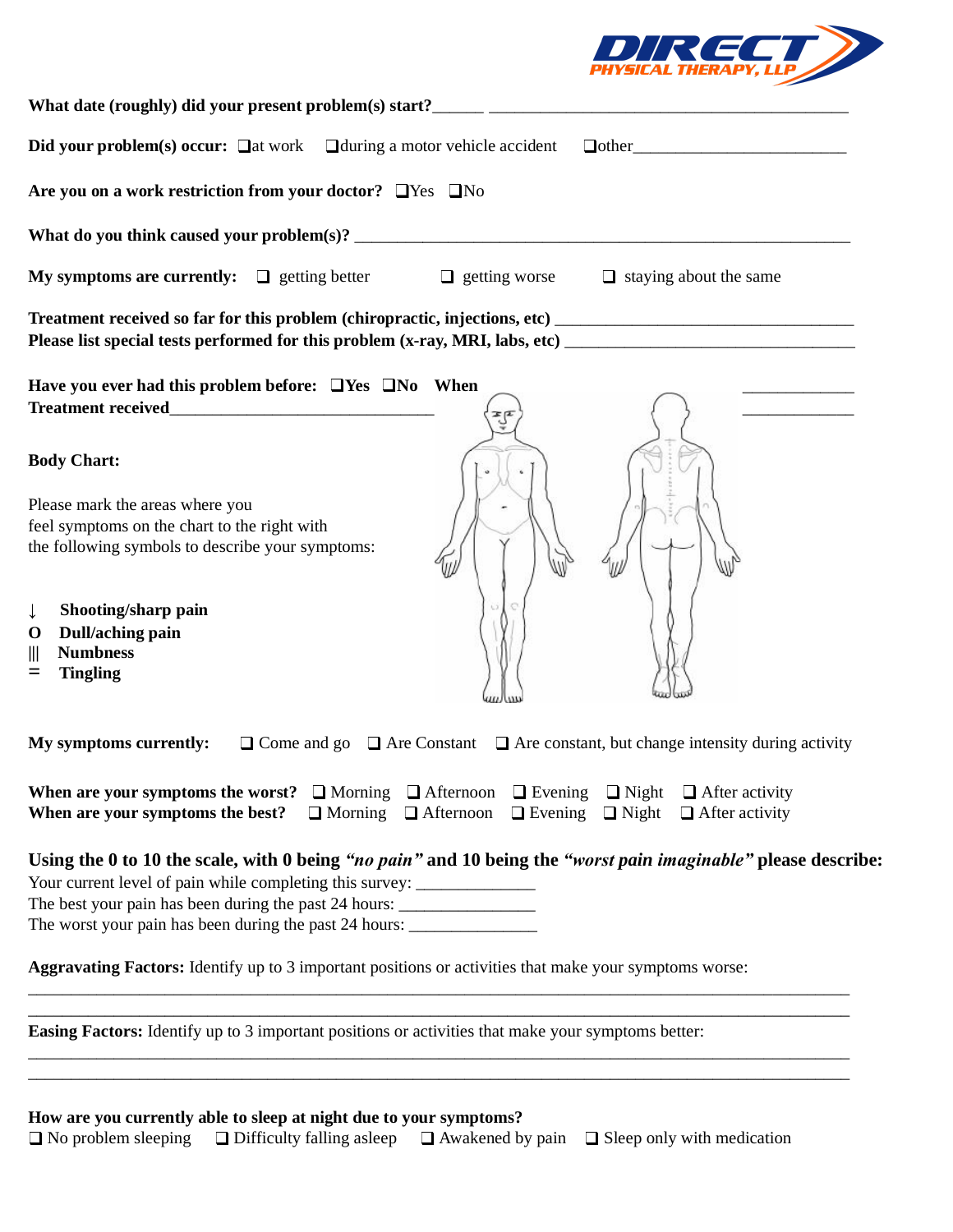**What date (roughly) did your present problem(s) start?**______ ___________________________________________

**Did your problem(s) occur:** ❑at work ❑during a motor vehicle accident ❑other________________________

**Are you on a work restriction from your doctor?** ❑Yes ❑No

**What do you think caused your problem(s)?** __________________________________________________________

**My symptoms are currently:** ❑ getting better ❑ getting worse ❑ staying about the same

**Treatment received so far for this problem (chiropractic, injections, etc)** ________________________________

**Please list special tests performed for this problem (x-ray, MRI, labs, etc)** ________________________________

**Have you ever had this problem before:** ❑**Yes** ❑**No** **When** _____________

**Treatment received**_______________________________ _____________

**Body Chart:**

Please mark the areas where you feel symptoms on the chart to the right with the following symbols to describe your symptoms:

↓ **Shooting/sharp pain**
**O** **Dull/aching pain**
||| **Numbness**
= **Tingling**

**My symptoms currently:** ❑ Come and go ❑ Are Constant ❑ Are constant, but change intensity during activity

**When are your symptoms the worst?** ❑ Morning ❑ Afternoon ❑ Evening ❑ Night ❑ After activity
**When are your symptoms the best?** ❑ Morning ❑ Afternoon ❑ Evening ❑ Night ❑ After activity

**Using the 0 to 10 the scale, with 0 being *"no pain"* and 10 being the *"worst pain imaginable"* please describe:**

Your current level of pain while completing this survey: _____________
The best your pain has been during the past 24 hours: _______________
The worst your pain has been during the past 24 hours: ______________

**Aggravating Factors:** Identify up to 3 important positions or activities that make your symptoms worse:
_____________________________________________________________________________________________
_____________________________________________________________________________________________

**Easing Factors:** Identify up to 3 important positions or activities that make your symptoms better:
_____________________________________________________________________________________________
_____________________________________________________________________________________________

**How are you currently able to sleep at night due to your symptoms?**
❑ No problem sleeping ❑ Difficulty falling asleep ❑ Awakened by pain ❑ Sleep only with medication